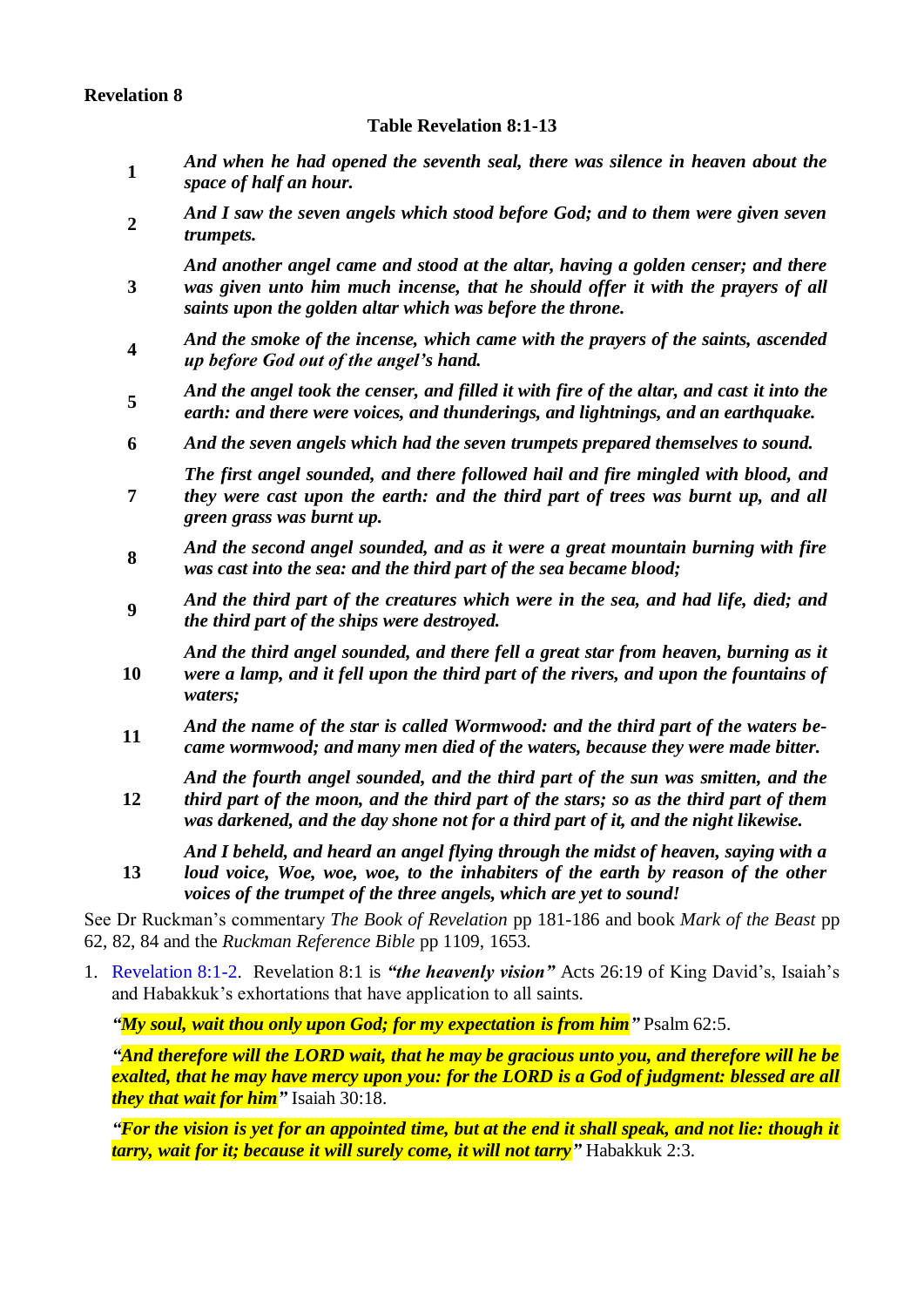**Revelation 8**

**Table Revelation 8:1-13**

| | |
|---|---|
| **1** | ***And when he had opened the seventh seal, there was silence in heaven about the space of half an hour.*** |
| **2** | ***And I saw the seven angels which stood before God; and to them were given seven trumpets.*** |
| **3** | ***And another angel came and stood at the altar, having a golden censer; and there was given unto him much incense, that he should offer it with the prayers of all saints upon the golden altar which was before the throne.*** |
| **4** | ***And the smoke of the incense, which came with the prayers of the saints, ascended up before God out of the angel's hand.*** |
| **5** | ***And the angel took the censer, and filled it with fire of the altar, and cast it into the earth: and there were voices, and thunderings, and lightnings, and an earthquake.*** |
| **6** | ***And the seven angels which had the seven trumpets prepared themselves to sound.*** |
| **7** | ***The first angel sounded, and there followed hail and fire mingled with blood, and they were cast upon the earth: and the third part of trees was burnt up, and all green grass was burnt up.*** |
| **8** | ***And the second angel sounded, and as it were a great mountain burning with fire was cast into the sea: and the third part of the sea became blood;*** |
| **9** | ***And the third part of the creatures which were in the sea, and had life, died; and the third part of the ships were destroyed.*** |
| **10** | ***And the third angel sounded, and there fell a great star from heaven, burning as it were a lamp, and it fell upon the third part of the rivers, and upon the fountains of waters;*** |
| **11** | ***And the name of the star is called Wormwood: and the third part of the waters became wormwood; and many men died of the waters, because they were made bitter.*** |
| **12** | ***And the fourth angel sounded, and the third part of the sun was smitten, and the third part of the moon, and the third part of the stars; so as the third part of them was darkened, and the day shone not for a third part of it, and the night likewise.*** |
| **13** | ***And I beheld, and heard an angel flying through the midst of heaven, saying with a loud voice, Woe, woe, woe, to the inhabiters of the earth by reason of the other voices of the trumpet of the three angels, which are yet to sound!*** |

See Dr Ruckman's commentary *The Book of Revelation* pp 181-186 and book *Mark of the Beast* pp 62, 82, 84 and the *Ruckman Reference Bible* pp 1109, 1653.

1. Revelation 8:1-2. Revelation 8:1 is ***"the heavenly vision"*** Acts 26:19 of King David's, Isaiah's and Habakkuk's exhortations that have application to all saints.

   ***"My soul, wait thou only upon God; for my expectation is from him"*** Psalm 62:5.

   ***"And therefore will the LORD wait, that he may be gracious unto you, and therefore will he be exalted, that he may have mercy upon you: for the LORD is a God of judgment: blessed are all they that wait for him"*** Isaiah 30:18.

   ***"For the vision is yet for an appointed time, but at the end it shall speak, and not lie: though it tarry, wait for it; because it will surely come, it will not tarry"*** Habakkuk 2:3.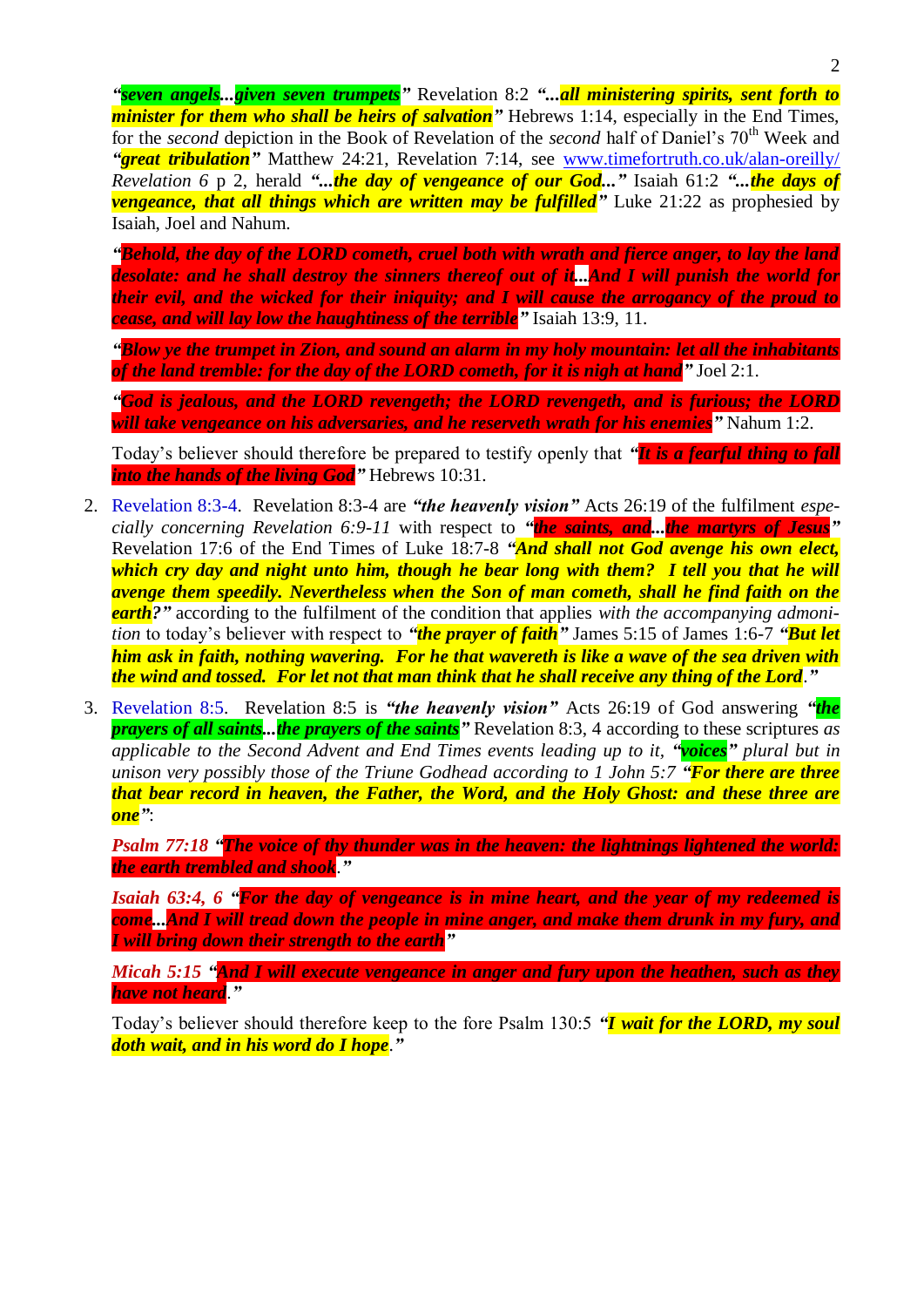***"seven angels...given seven trumpets"*** Revelation 8:2 ***"...all ministering spirits, sent forth to minister for them who shall be heirs of salvation"*** Hebrews 1:14, especially in the End Times, for the *second* depiction in the Book of Revelation of the *second* half of Daniel's 70th Week and ***"great tribulation"*** Matthew 24:21, Revelation 7:14, see www.timefortruth.co.uk/alan-oreilly/ *Revelation 6* p 2, herald ***"...the day of vengeance of our God..."*** Isaiah 61:2 ***"...the days of vengeance, that all things which are written may be fulfilled"*** Luke 21:22 as prophesied by Isaiah, Joel and Nahum.

***"Behold, the day of the LORD cometh, cruel both with wrath and fierce anger, to lay the land desolate: and he shall destroy the sinners thereof out of it...And I will punish the world for their evil, and the wicked for their iniquity; and I will cause the arrogancy of the proud to cease, and will lay low the haughtiness of the terrible"*** Isaiah 13:9, 11.

***"Blow ye the trumpet in Zion, and sound an alarm in my holy mountain: let all the inhabitants of the land tremble: for the day of the LORD cometh, for it is nigh at hand"*** Joel 2:1.

***"God is jealous, and the LORD revengeth; the LORD revengeth, and is furious; the LORD will take vengeance on his adversaries, and he reserveth wrath for his enemies"*** Nahum 1:2.

Today's believer should therefore be prepared to testify openly that ***"It is a fearful thing to fall into the hands of the living God"*** Hebrews 10:31.

2. Revelation 8:3-4. Revelation 8:3-4 are ***"the heavenly vision"*** Acts 26:19 of the fulfilment *especially concerning Revelation 6:9-11* with respect to ***"the saints, and...the martyrs of Jesus"*** Revelation 17:6 of the End Times of Luke 18:7-8 ***"And shall not God avenge his own elect, which cry day and night unto him, though he bear long with them? I tell you that he will avenge them speedily. Nevertheless when the Son of man cometh, shall he find faith on the earth?"*** according to the fulfilment of the condition that applies *with the accompanying admonition* to today's believer with respect to ***"the prayer of faith"*** James 5:15 of James 1:6-7 ***"But let him ask in faith, nothing wavering. For he that wavereth is like a wave of the sea driven with the wind and tossed. For let not that man think that he shall receive any thing of the Lord."***

3. Revelation 8:5. Revelation 8:5 is ***"the heavenly vision"*** Acts 26:19 of God answering ***"the prayers of all saints...the prayers of the saints"*** Revelation 8:3, 4 according to these scriptures *as applicable to the Second Advent and End Times events leading up to it*, ***"voices"*** *plural but in unison very possibly those of the Triune Godhead according to 1 John 5:7* ***"For there are three that bear record in heaven, the Father, the Word, and the Holy Ghost: and these three are one"***:

***Psalm 77:18*** ***"The voice of thy thunder was in the heaven: the lightnings lightened the world: the earth trembled and shook."***

***Isaiah 63:4, 6*** ***"For the day of vengeance is in mine heart, and the year of my redeemed is come...And I will tread down the people in mine anger, and make them drunk in my fury, and I will bring down their strength to the earth"***

***Micah 5:15*** ***"And I will execute vengeance in anger and fury upon the heathen, such as they have not heard."***

Today's believer should therefore keep to the fore Psalm 130:5 ***"I wait for the LORD, my soul doth wait, and in his word do I hope."***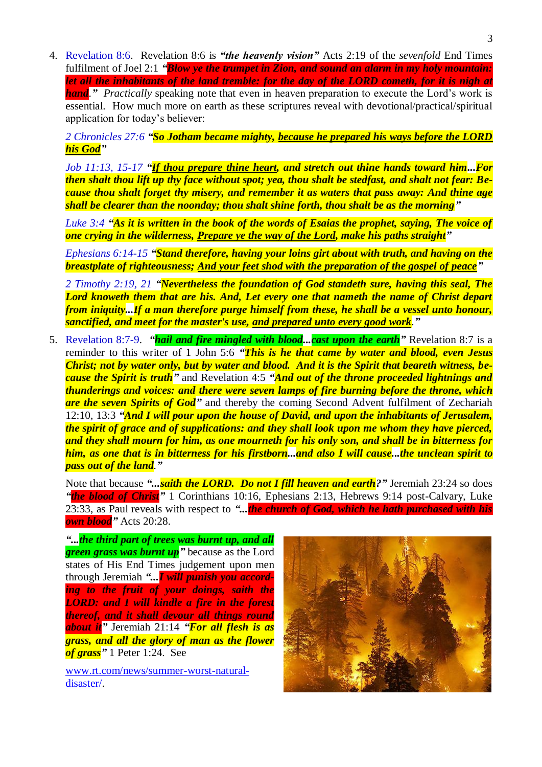4. Revelation 8:6. Revelation 8:6 is ***"the heavenly vision"*** Acts 2:19 of the *sevenfold* End Times fulfilment of Joel 2:1 ***"Blow ye the trumpet in Zion, and sound an alarm in my holy mountain: let all the inhabitants of the land tremble: for the day of the LORD cometh, for it is nigh at hand."*** *Practically* speaking note that even in heaven preparation to execute the Lord's work is essential. How much more on earth as these scriptures reveal with devotional/practical/spiritual application for today's believer:

   *2 Chronicles 27:6* ***"So Jotham became mighty, because he prepared his ways before the LORD his God"***

   *Job 11:13, 15-17* ***"If thou prepare thine heart, and stretch out thine hands toward him...For then shalt thou lift up thy face without spot; yea, thou shalt be stedfast, and shalt not fear: Because thou shalt forget thy misery, and remember it as waters that pass away: And thine age shall be clearer than the noonday; thou shalt shine forth, thou shalt be as the morning"***

   *Luke 3:4* ***"As it is written in the book of the words of Esaias the prophet, saying, The voice of one crying in the wilderness, Prepare ye the way of the Lord, make his paths straight"***

   *Ephesians 6:14-15* ***"Stand therefore, having your loins girt about with truth, and having on the breastplate of righteousness; And your feet shod with the preparation of the gospel of peace"***

   *2 Timothy 2:19, 21* ***"Nevertheless the foundation of God standeth sure, having this seal, The Lord knoweth them that are his. And, Let every one that nameth the name of Christ depart from iniquity...If a man therefore purge himself from these, he shall be a vessel unto honour, sanctified, and meet for the master's use, and prepared unto every good work."***

5. Revelation 8:7-9. ***"hail and fire mingled with blood...cast upon the earth"*** Revelation 8:7 is a reminder to this writer of 1 John 5:6 ***"This is he that came by water and blood, even Jesus Christ; not by water only, but by water and blood. And it is the Spirit that beareth witness, because the Spirit is truth"*** and Revelation 4:5 ***"And out of the throne proceeded lightnings and thunderings and voices: and there were seven lamps of fire burning before the throne, which are the seven Spirits of God"*** and thereby the coming Second Advent fulfilment of Zechariah 12:10, 13:3 ***"And I will pour upon the house of David, and upon the inhabitants of Jerusalem, the spirit of grace and of supplications: and they shall look upon me whom they have pierced, and they shall mourn for him, as one mourneth for his only son, and shall be in bitterness for him, as one that is in bitterness for his firstborn...and also I will cause...the unclean spirit to pass out of the land."***

   Note that because ***"...saith the LORD. Do not I fill heaven and earth?"*** Jeremiah 23:24 so does ***"the blood of Christ"*** 1 Corinthians 10:16, Ephesians 2:13, Hebrews 9:14 post-Calvary, Luke 23:33, as Paul reveals with respect to ***"...the church of God, which he hath purchased with his own blood"*** Acts 20:28.

   ***"...the third part of trees was burnt up, and all green grass was burnt up"*** because as the Lord states of His End Times judgement upon men through Jeremiah ***"...I will punish you according to the fruit of your doings, saith the LORD: and I will kindle a fire in the forest thereof, and it shall devour all things round about it"*** Jeremiah 21:14 ***"For all flesh is as grass, and all the glory of man as the flower of grass"*** 1 Peter 1:24. See

   www.rt.com/news/summer-worst-natural-disaster/.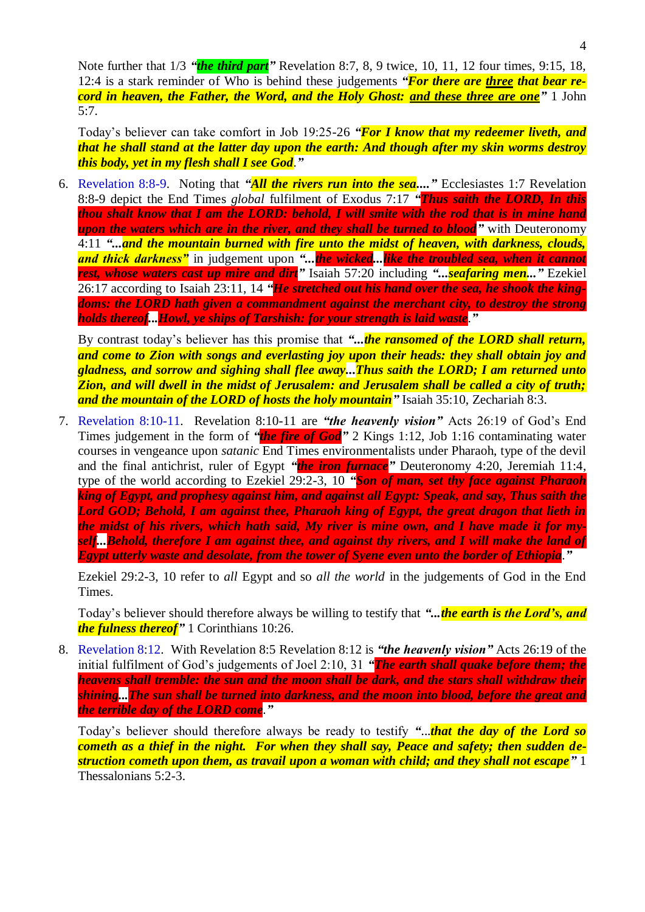Note further that 1/3 ***"the third part"*** Revelation 8:7, 8, 9 twice, 10, 11, 12 four times, 9:15, 18, 12:4 is a stark reminder of Who is behind these judgements ***"For there are three that bear record in heaven, the Father, the Word, and the Holy Ghost: and these three are one"*** 1 John 5:7.

Today's believer can take comfort in Job 19:25-26 ***"For I know that my redeemer liveth, and that he shall stand at the latter day upon the earth: And though after my skin worms destroy this body, yet in my flesh shall I see God."***

6. Revelation 8:8-9. Noting that ***"All the rivers run into the sea...."*** Ecclesiastes 1:7 Revelation 8:8-9 depict the End Times *global* fulfilment of Exodus 7:17 ***"Thus saith the LORD, In this thou shalt know that I am the LORD: behold, I will smite with the rod that is in mine hand upon the waters which are in the river, and they shall be turned to blood"*** with Deuteronomy 4:11 ***"...and the mountain burned with fire unto the midst of heaven, with darkness, clouds, and thick darkness"*** in judgement upon ***"...the wicked...like the troubled sea, when it cannot rest, whose waters cast up mire and dirt"*** Isaiah 57:20 including ***"...seafaring men..."*** Ezekiel 26:17 according to Isaiah 23:11, 14 ***"He stretched out his hand over the sea, he shook the kingdoms: the LORD hath given a commandment against the merchant city, to destroy the strong holds thereof...Howl, ye ships of Tarshish: for your strength is laid waste."***

   By contrast today's believer has this promise that ***"...the ransomed of the LORD shall return, and come to Zion with songs and everlasting joy upon their heads: they shall obtain joy and gladness, and sorrow and sighing shall flee away...Thus saith the LORD; I am returned unto Zion, and will dwell in the midst of Jerusalem: and Jerusalem shall be called a city of truth; and the mountain of the LORD of hosts the holy mountain"*** Isaiah 35:10, Zechariah 8:3.

7. Revelation 8:10-11. Revelation 8:10-11 are ***"the heavenly vision"*** Acts 26:19 of God's End Times judgement in the form of ***"the fire of God"*** 2 Kings 1:12, Job 1:16 contaminating water courses in vengeance upon *satanic* End Times environmentalists under Pharaoh, type of the devil and the final antichrist, ruler of Egypt ***"the iron furnace"*** Deuteronomy 4:20, Jeremiah 11:4, type of the world according to Ezekiel 29:2-3, 10 ***"Son of man, set thy face against Pharaoh king of Egypt, and prophesy against him, and against all Egypt: Speak, and say, Thus saith the Lord GOD; Behold, I am against thee, Pharaoh king of Egypt, the great dragon that lieth in the midst of his rivers, which hath said, My river is mine own, and I have made it for myself...Behold, therefore I am against thee, and against thy rivers, and I will make the land of Egypt utterly waste and desolate, from the tower of Syene even unto the border of Ethiopia."***

   Ezekiel 29:2-3, 10 refer to *all* Egypt and so *all the world* in the judgements of God in the End Times.

   Today's believer should therefore always be willing to testify that ***"...the earth is the Lord's, and the fulness thereof"*** 1 Corinthians 10:26.

8. Revelation 8:12. With Revelation 8:5 Revelation 8:12 is ***"the heavenly vision"*** Acts 26:19 of the initial fulfilment of God's judgements of Joel 2:10, 31 ***"The earth shall quake before them; the heavens shall tremble: the sun and the moon shall be dark, and the stars shall withdraw their shining...The sun shall be turned into darkness, and the moon into blood, before the great and the terrible day of the LORD come."***

   Today's believer should therefore always be ready to testify ***"...that the day of the Lord so cometh as a thief in the night. For when they shall say, Peace and safety; then sudden destruction cometh upon them, as travail upon a woman with child; and they shall not escape"*** 1 Thessalonians 5:2-3.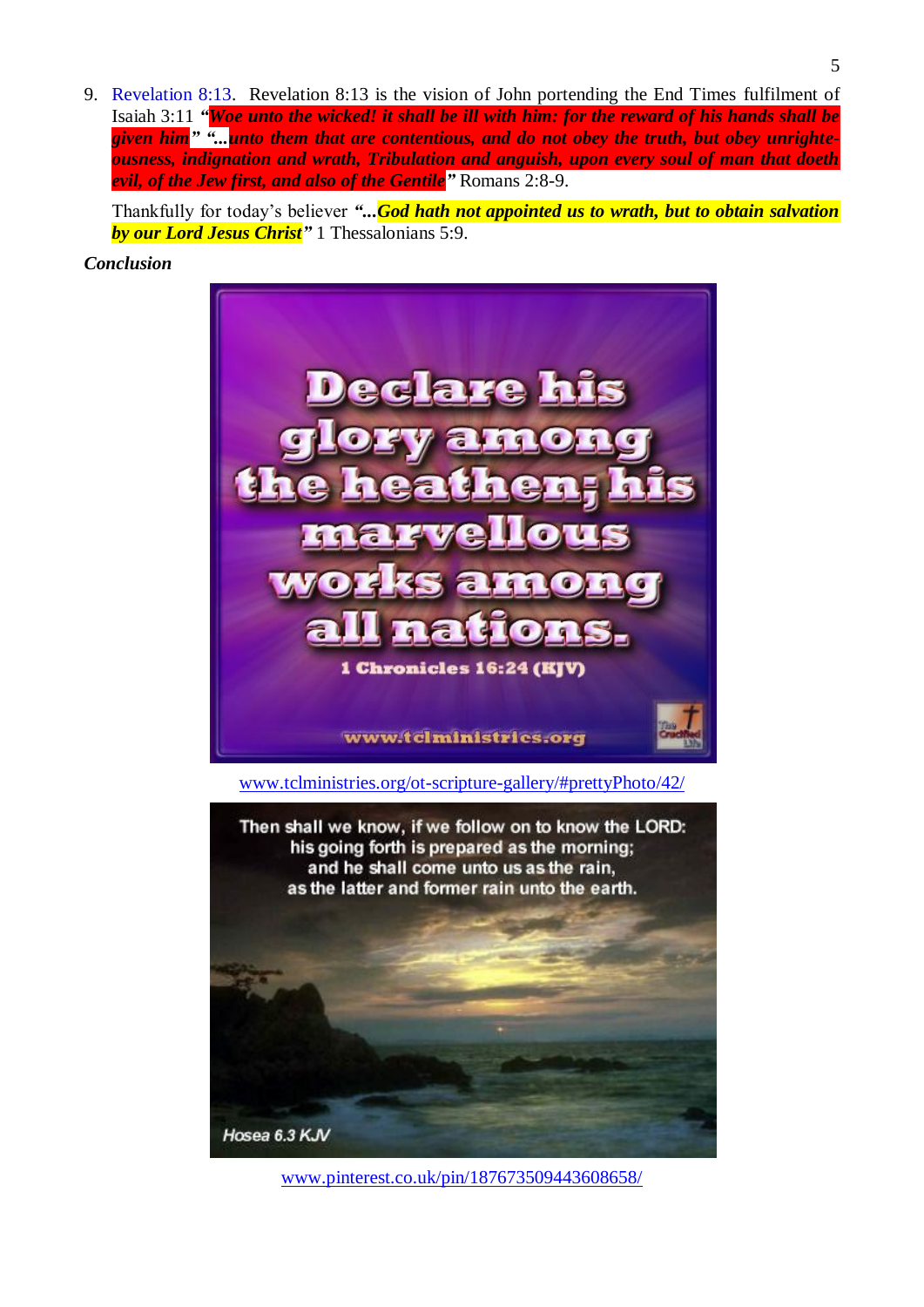9. Revelation 8:13. Revelation 8:13 is the vision of John portending the End Times fulfilment of Isaiah 3:11 ***"Woe unto the wicked! it shall be ill with him: for the reward of his hands shall be given him" "...unto them that are contentious, and do not obey the truth, but obey unrighteousness, indignation and wrath, Tribulation and anguish, upon every soul of man that doeth evil, of the Jew first, and also of the Gentile"*** Romans 2:8-9.

   Thankfully for today's believer ***"...God hath not appointed us to wrath, but to obtain salvation by our Lord Jesus Christ"*** 1 Thessalonians 5:9.

***Conclusion***

www.tclministries.org/ot-scripture-gallery/#prettyPhoto/42/

www.pinterest.co.uk/pin/187673509443608658/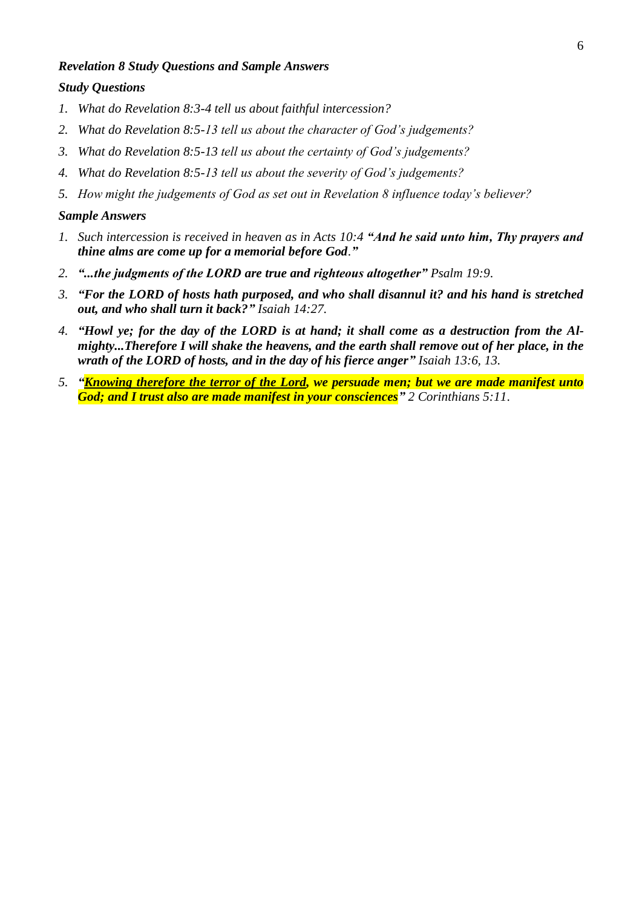***Revelation 8 Study Questions and Sample Answers***

***Study Questions***

1. *What do Revelation 8:3-4 tell us about faithful intercession?*
2. *What do Revelation 8:5-13 tell us about the character of God's judgements?*
3. *What do Revelation 8:5-13 tell us about the certainty of God's judgements?*
4. *What do Revelation 8:5-13 tell us about the severity of God's judgements?*
5. *How might the judgements of God as set out in Revelation 8 influence today's believer?*

***Sample Answers***

1. *Such intercession is received in heaven as in Acts 10:4* ***"And he said unto him, Thy prayers and thine alms are come up for a memorial before God."***
2. ***"...the judgments of the LORD are true and righteous altogether"*** *Psalm 19:9.*
3. ***"For the LORD of hosts hath purposed, and who shall disannul it? and his hand is stretched out, and who shall turn it back?"*** *Isaiah 14:27.*
4. ***"Howl ye; for the day of the LORD is at hand; it shall come as a destruction from the Almighty...Therefore I will shake the heavens, and the earth shall remove out of her place, in the wrath of the LORD of hosts, and in the day of his fierce anger"*** *Isaiah 13:6, 13.*
5. ***"<u>Knowing therefore the terror of the Lord</u>, we persuade men; but we are made manifest unto God; and I trust also are made manifest in your consciences"*** *2 Corinthians 5:11.*